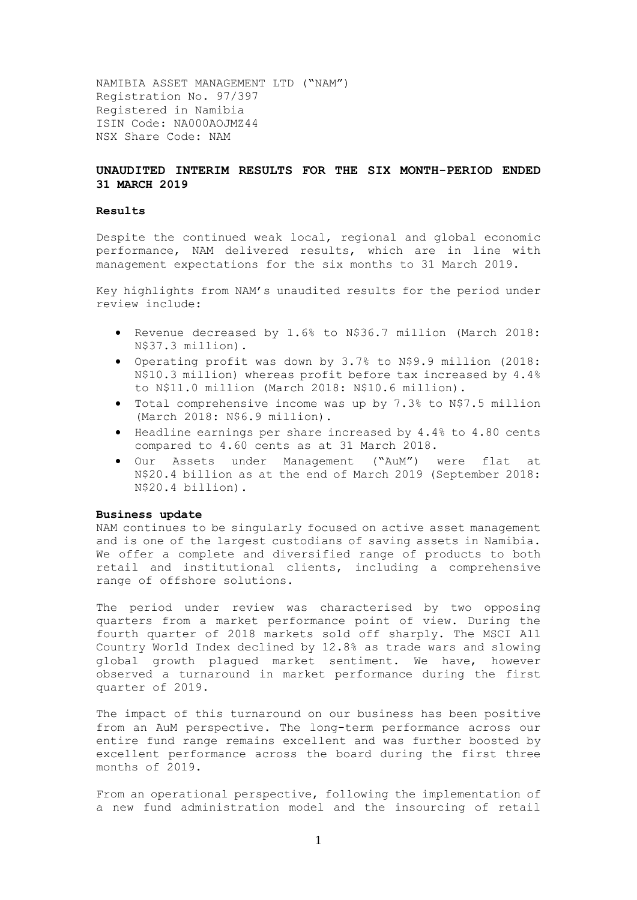NAMIBIA ASSET MANAGEMENT LTD ("NAM")
Registration No. 97/397
Registered in Namibia
ISIN Code: NA000AOJMZ44
NSX Share Code: NAM

## UNAUDITED INTERIM RESULTS FOR THE SIX MONTH-PERIOD ENDED 31 MARCH 2019

### Results

Despite the continued weak local, regional and global economic performance, NAM delivered results, which are in line with management expectations for the six months to 31 March 2019.

Key highlights from NAM's unaudited results for the period under review include:

- Revenue decreased by 1.6% to N$36.7 million (March 2018: N$37.3 million).
- Operating profit was down by 3.7% to N$9.9 million (2018: N$10.3 million) whereas profit before tax increased by 4.4% to N$11.0 million (March 2018: N$10.6 million).
- Total comprehensive income was up by 7.3% to N$7.5 million (March 2018: N$6.9 million).
- Headline earnings per share increased by 4.4% to 4.80 cents compared to 4.60 cents as at 31 March 2018.
- Our Assets under Management ("AuM") were flat at N$20.4 billion as at the end of March 2019 (September 2018: N$20.4 billion).

### Business update

NAM continues to be singularly focused on active asset management and is one of the largest custodians of saving assets in Namibia. We offer a complete and diversified range of products to both retail and institutional clients, including a comprehensive range of offshore solutions.

The period under review was characterised by two opposing quarters from a market performance point of view. During the fourth quarter of 2018 markets sold off sharply. The MSCI All Country World Index declined by 12.8% as trade wars and slowing global growth plagued market sentiment. We have, however observed a turnaround in market performance during the first quarter of 2019.

The impact of this turnaround on our business has been positive from an AuM perspective. The long-term performance across our entire fund range remains excellent and was further boosted by excellent performance across the board during the first three months of 2019.

From an operational perspective, following the implementation of a new fund administration model and the insourcing of retail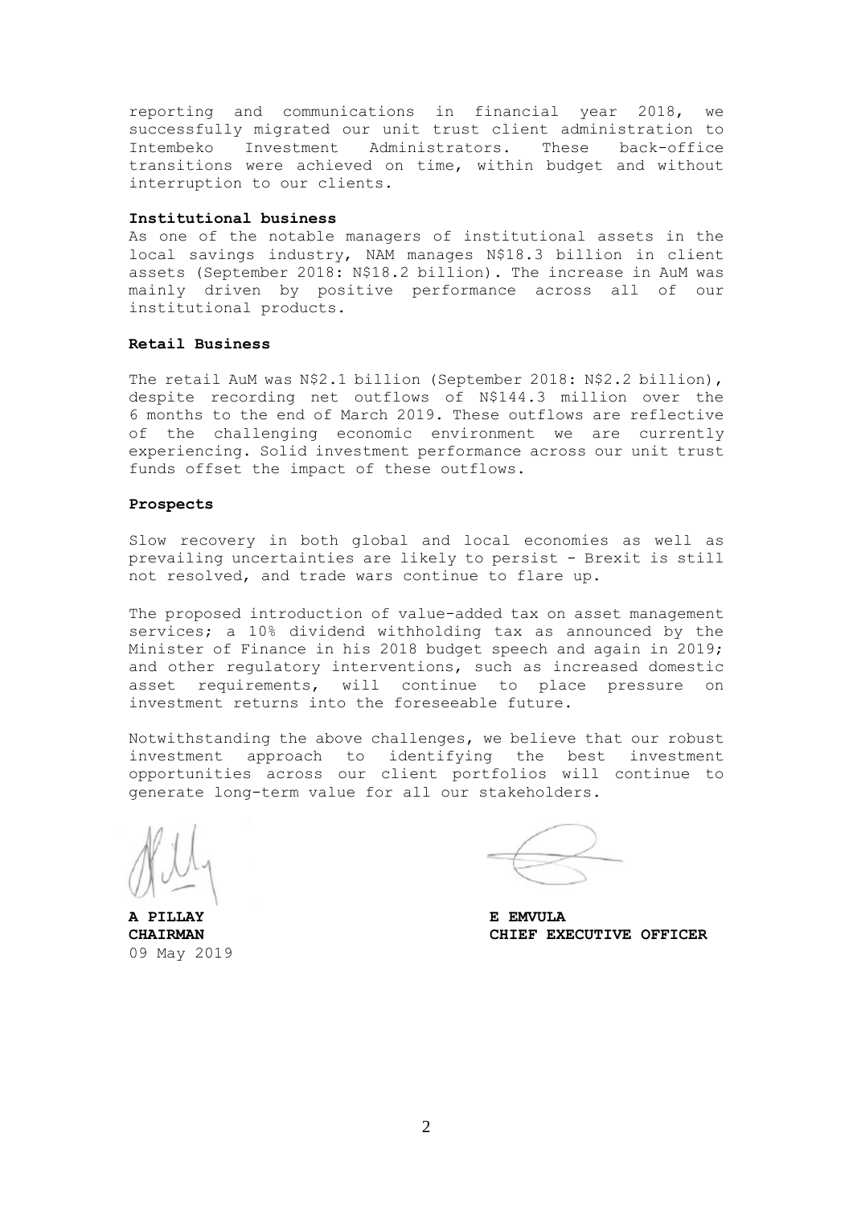reporting and communications in financial year 2018, we successfully migrated our unit trust client administration to Intembeko Investment Administrators. These back-office transitions were achieved on time, within budget and without interruption to our clients.

**Institutional business**

As one of the notable managers of institutional assets in the local savings industry, NAM manages N$18.3 billion in client assets (September 2018: N$18.2 billion). The increase in AuM was mainly driven by positive performance across all of our institutional products.

**Retail Business**

The retail AuM was N$2.1 billion (September 2018: N$2.2 billion), despite recording net outflows of N$144.3 million over the 6 months to the end of March 2019. These outflows are reflective of the challenging economic environment we are currently experiencing. Solid investment performance across our unit trust funds offset the impact of these outflows.

**Prospects**

Slow recovery in both global and local economies as well as prevailing uncertainties are likely to persist - Brexit is still not resolved, and trade wars continue to flare up.

The proposed introduction of value-added tax on asset management services; a 10% dividend withholding tax as announced by the Minister of Finance in his 2018 budget speech and again in 2019; and other regulatory interventions, such as increased domestic asset requirements, will continue to place pressure on investment returns into the foreseeable future.

Notwithstanding the above challenges, we believe that our robust investment approach to identifying the best investment opportunities across our client portfolios will continue to generate long-term value for all our stakeholders.

**A PILLAY**
**CHAIRMAN**
09 May 2019

**E EMVULA**
**CHIEF EXECUTIVE OFFICER**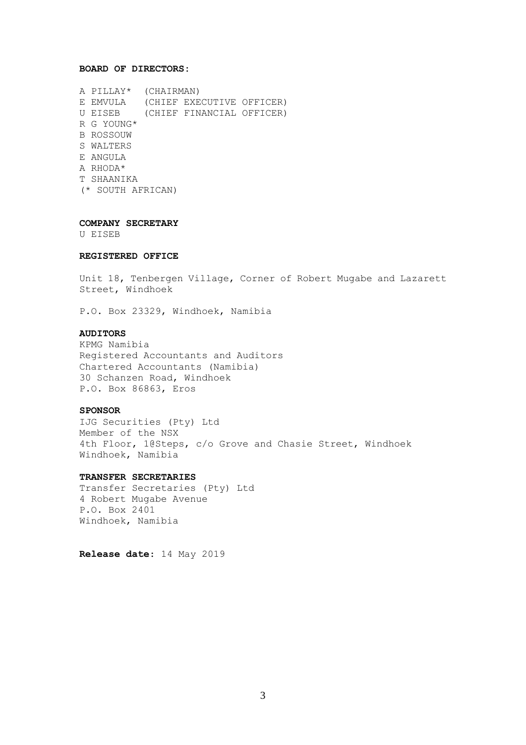**BOARD OF DIRECTORS:**

A PILLAY* (CHAIRMAN)
E EMVULA (CHIEF EXECUTIVE OFFICER)
U EISEB (CHIEF FINANCIAL OFFICER)
R G YOUNG*
B ROSSOUW
S WALTERS
E ANGULA
A RHODA*
T SHAANIKA
(* SOUTH AFRICAN)

**COMPANY SECRETARY**
U EISEB

**REGISTERED OFFICE**

Unit 18, Tenbergen Village, Corner of Robert Mugabe and Lazarett Street, Windhoek

P.O. Box 23329, Windhoek, Namibia

**AUDITORS**
KPMG Namibia
Registered Accountants and Auditors
Chartered Accountants (Namibia)
30 Schanzen Road, Windhoek
P.O. Box 86863, Eros

**SPONSOR**
IJG Securities (Pty) Ltd
Member of the NSX
4th Floor, 1@Steps, c/o Grove and Chasie Street, Windhoek
Windhoek, Namibia

**TRANSFER SECRETARIES**
Transfer Secretaries (Pty) Ltd
4 Robert Mugabe Avenue
P.O. Box 2401
Windhoek, Namibia

**Release date:** 14 May 2019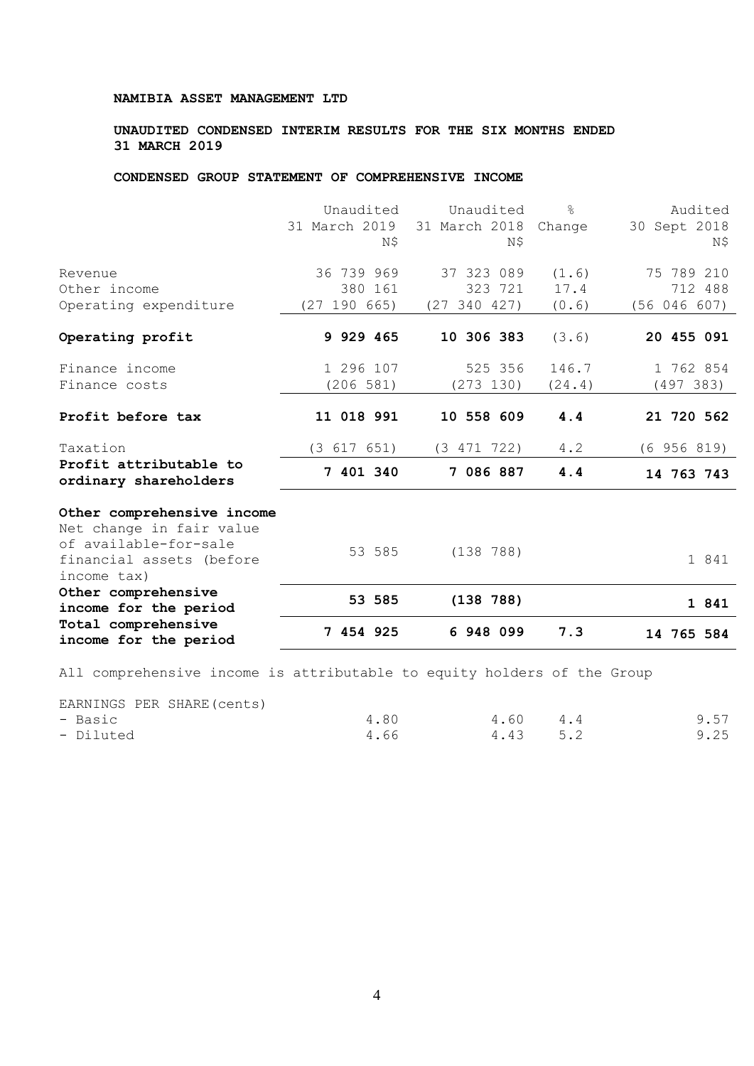**NAMIBIA ASSET MANAGEMENT LTD**

**UNAUDITED CONDENSED INTERIM RESULTS FOR THE SIX MONTHS ENDED 31 MARCH 2019**

**CONDENSED GROUP STATEMENT OF COMPREHENSIVE INCOME**

| | Unaudited 31 March 2019 N$ | Unaudited 31 March 2018 N$ | % Change | Audited 30 Sept 2018 N$ |
|---|---|---|---|---|
| Revenue | 36 739 969 | 37 323 089 | (1.6) | 75 789 210 |
| Other income | 380 161 | 323 721 | 17.4 | 712 488 |
| Operating expenditure | (27 190 665) | (27 340 427) | (0.6) | (56 046 607) |
| **Operating profit** | **9 929 465** | **10 306 383** | (3.6) | **20 455 091** |
| Finance income | 1 296 107 | 525 356 | 146.7 | 1 762 854 |
| Finance costs | (206 581) | (273 130) | (24.4) | (497 383) |
| **Profit before tax** | **11 018 991** | **10 558 609** | **4.4** | **21 720 562** |
| Taxation | (3 617 651) | (3 471 722) | 4.2 | (6 956 819) |
| **Profit attributable to ordinary shareholders** | **7 401 340** | **7 086 887** | **4.4** | **14 763 743** |
| **Other comprehensive income** | | | | |
| Net change in fair value of available-for-sale financial assets (before income tax) | 53 585 | (138 788) | | 1 841 |
| **Other comprehensive income for the period** | **53 585** | **(138 788)** | | **1 841** |
| **Total comprehensive income for the period** | **7 454 925** | **6 948 099** | **7.3** | **14 765 584** |

All comprehensive income is attributable to equity holders of the Group

| EARNINGS PER SHARE (cents) | | | | |
|---|---|---|---|---|
| - Basic | 4.80 | 4.60 | 4.4 | 9.57 |
| - Diluted | 4.66 | 4.43 | 5.2 | 9.25 |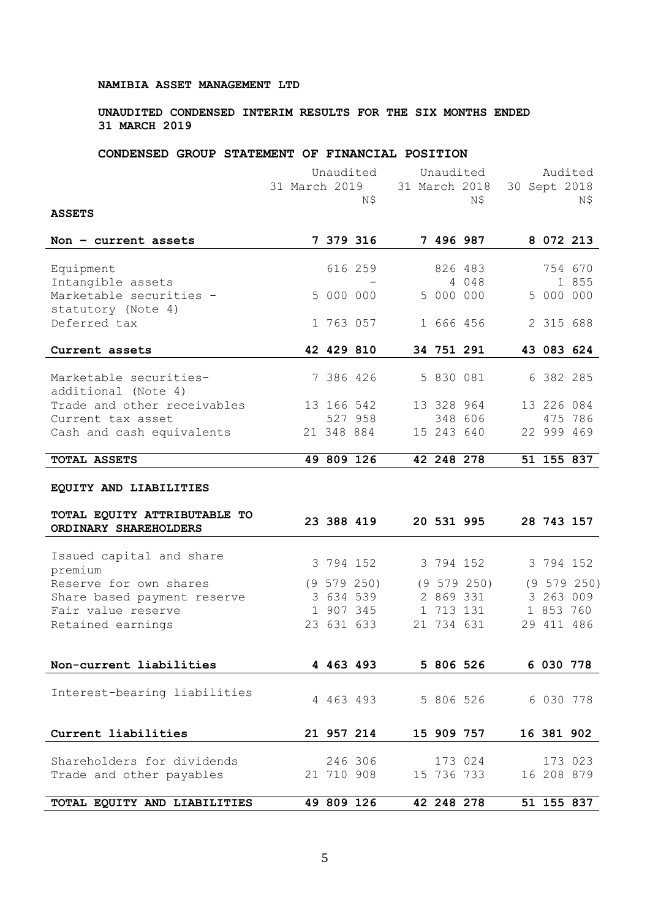**NAMIBIA ASSET MANAGEMENT LTD**

**UNAUDITED CONDENSED INTERIM RESULTS FOR THE SIX MONTHS ENDED 31 MARCH 2019**

**CONDENSED GROUP STATEMENT OF FINANCIAL POSITION**

| | Unaudited 31 March 2019 N$ | Unaudited 31 March 2018 N$ | Audited 30 Sept 2018 N$ |
|---|---|---|---|
| **ASSETS** | | | |
| **Non – current assets** | **7 379 316** | **7 496 987** | **8 072 213** |
| Equipment | 616 259 | 826 483 | 754 670 |
| Intangible assets | - | 4 048 | 1 855 |
| Marketable securities - statutory (Note 4) | 5 000 000 | 5 000 000 | 5 000 000 |
| Deferred tax | 1 763 057 | 1 666 456 | 2 315 688 |
| **Current assets** | **42 429 810** | **34 751 291** | **43 083 624** |
| Marketable securities- additional (Note 4) | 7 386 426 | 5 830 081 | 6 382 285 |
| Trade and other receivables | 13 166 542 | 13 328 964 | 13 226 084 |
| Current tax asset | 527 958 | 348 606 | 475 786 |
| Cash and cash equivalents | 21 348 884 | 15 243 640 | 22 999 469 |
| **TOTAL ASSETS** | **49 809 126** | **42 248 278** | **51 155 837** |
| **EQUITY AND LIABILITIES** | | | |
| **TOTAL EQUITY ATTRIBUTABLE TO ORDINARY SHAREHOLDERS** | **23 388 419** | **20 531 995** | **28 743 157** |
| Issued capital and share premium | 3 794 152 | 3 794 152 | 3 794 152 |
| Reserve for own shares | (9 579 250) | (9 579 250) | (9 579 250) |
| Share based payment reserve | 3 634 539 | 2 869 331 | 3 263 009 |
| Fair value reserve | 1 907 345 | 1 713 131 | 1 853 760 |
| Retained earnings | 23 631 633 | 21 734 631 | 29 411 486 |
| **Non-current liabilities** | **4 463 493** | **5 806 526** | **6 030 778** |
| Interest-bearing liabilities | 4 463 493 | 5 806 526 | 6 030 778 |
| **Current liabilities** | **21 957 214** | **15 909 757** | **16 381 902** |
| Shareholders for dividends | 246 306 | 173 024 | 173 023 |
| Trade and other payables | 21 710 908 | 15 736 733 | 16 208 879 |
| **TOTAL EQUITY AND LIABILITIES** | **49 809 126** | **42 248 278** | **51 155 837** |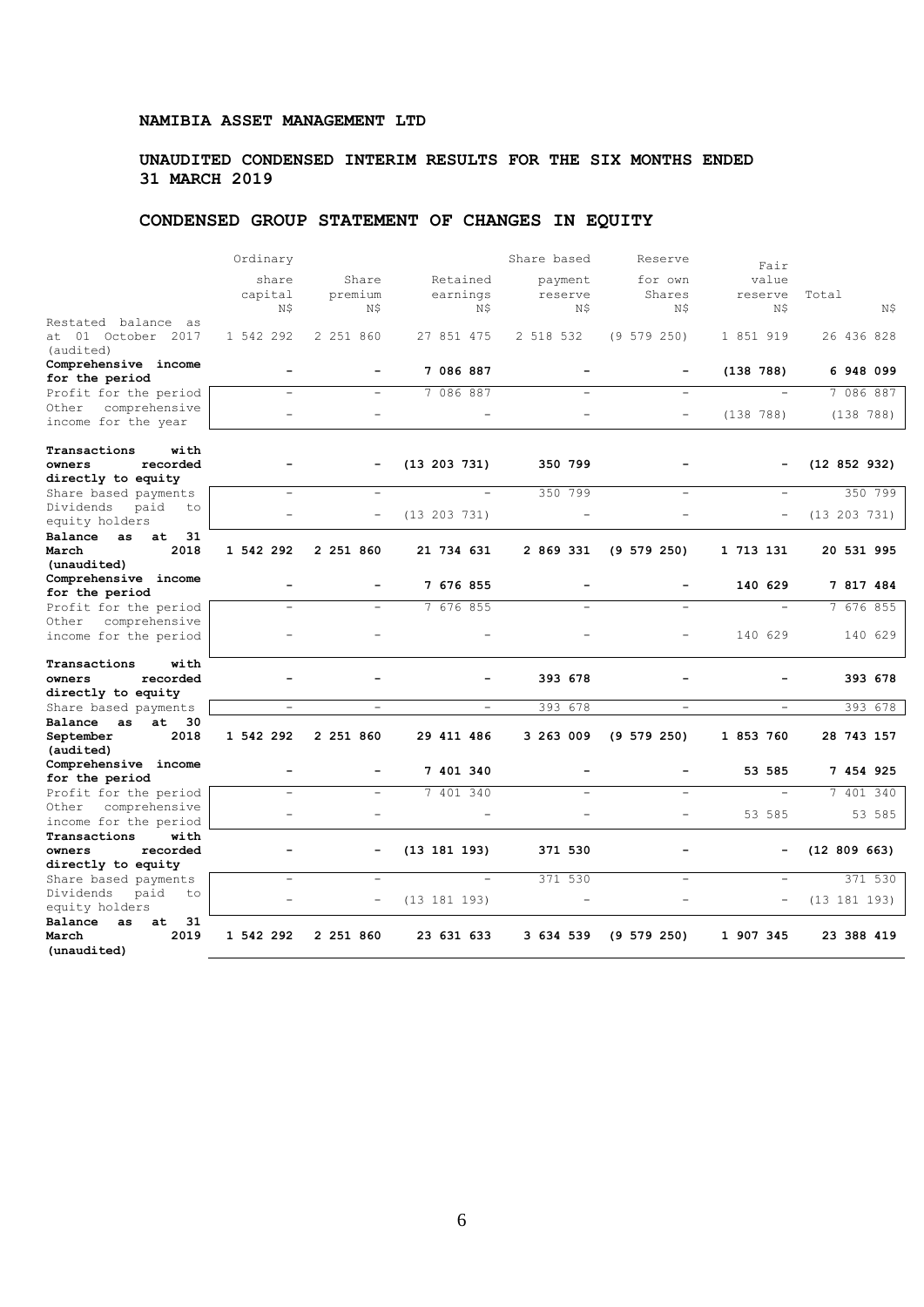**NAMIBIA ASSET MANAGEMENT LTD**

**UNAUDITED CONDENSED INTERIM RESULTS FOR THE SIX MONTHS ENDED 31 MARCH 2019**

## CONDENSED GROUP STATEMENT OF CHANGES IN EQUITY

| | Ordinary share capital N$ | Share premium N$ | Retained earnings N$ | Share based payment reserve N$ | Reserve for own Shares N$ | Fair value reserve N$ | Total N$ |
|---|---|---|---|---|---|---|---|
| Restated balance as at 01 October 2017 (audited) | 1 542 292 | 2 251 860 | 27 851 475 | 2 518 532 | (9 579 250) | 1 851 919 | 26 436 828 |
| **Comprehensive income for the period** | **-** | **-** | **7 086 887** | **-** | **-** | **(138 788)** | **6 948 099** |
| Profit for the period | - | - | 7 086 887 | - | - | - | 7 086 887 |
| Other comprehensive income for the year | - | - | - | - | - | (138 788) | (138 788) |
| **Transactions with owners recorded directly to equity** | **-** | **-** | **(13 203 731)** | **350 799** | **-** | **-** | **(12 852 932)** |
| Share based payments | - | - | - | 350 799 | - | - | 350 799 |
| Dividends paid to equity holders | - | - | (13 203 731) | - | - | - | (13 203 731) |
| **Balance as at 31 March 2018 (unaudited)** | **1 542 292** | **2 251 860** | **21 734 631** | **2 869 331** | **(9 579 250)** | **1 713 131** | **20 531 995** |
| **Comprehensive income for the period** | **-** | **-** | **7 676 855** | **-** | **-** | **140 629** | **7 817 484** |
| Profit for the period | - | - | 7 676 855 | - | - | - | 7 676 855 |
| Other comprehensive income for the period | - | - | - | - | - | 140 629 | 140 629 |
| **Transactions with owners recorded directly to equity** | **-** | **-** | **-** | **393 678** | **-** | **-** | **393 678** |
| Share based payments | - | - | - | 393 678 | - | - | 393 678 |
| **Balance as at 30 September 2018 (audited)** | **1 542 292** | **2 251 860** | **29 411 486** | **3 263 009** | **(9 579 250)** | **1 853 760** | **28 743 157** |
| **Comprehensive income for the period** | **-** | **-** | **7 401 340** | **-** | **-** | **53 585** | **7 454 925** |
| Profit for the period | - | - | 7 401 340 | - | - | - | 7 401 340 |
| Other comprehensive income for the period | - | - | - | - | - | 53 585 | 53 585 |
| **Transactions with owners recorded directly to equity** | **-** | **-** | **(13 181 193)** | **371 530** | **-** | **-** | **(12 809 663)** |
| Share based payments | - | - | - | 371 530 | - | - | 371 530 |
| Dividends paid to equity holders | - | - | (13 181 193) | - | - | - | (13 181 193) |
| **Balance as at 31 March 2019 (unaudited)** | **1 542 292** | **2 251 860** | **23 631 633** | **3 634 539** | **(9 579 250)** | **1 907 345** | **23 388 419** |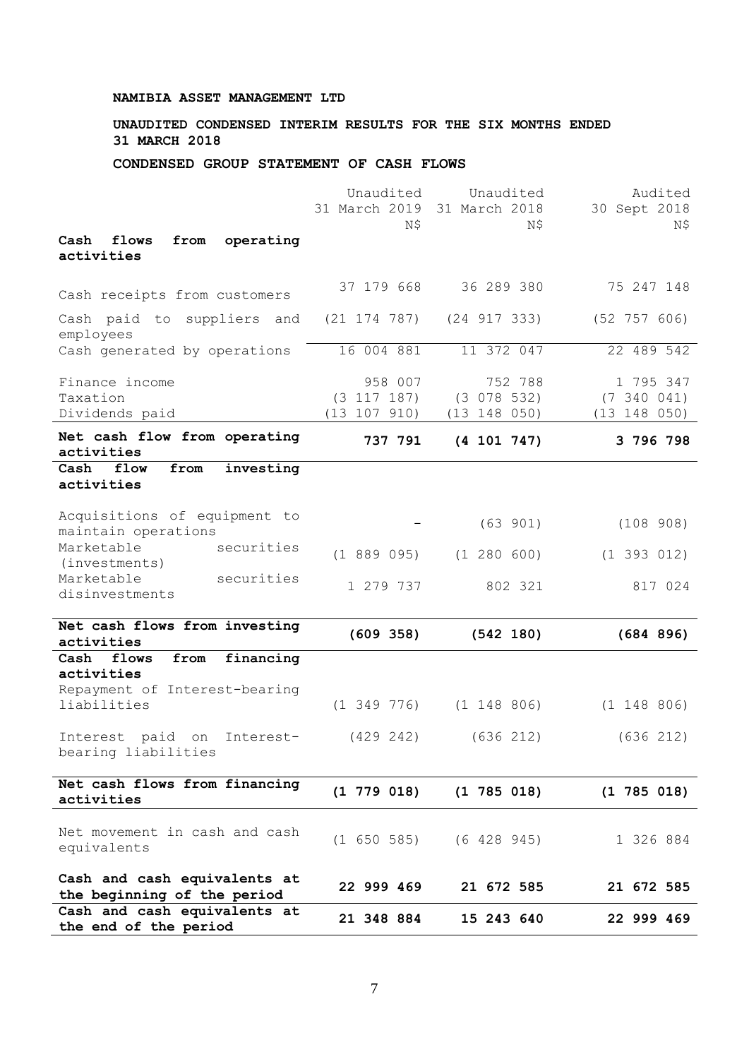**NAMIBIA ASSET MANAGEMENT LTD**

**UNAUDITED CONDENSED INTERIM RESULTS FOR THE SIX MONTHS ENDED 31 MARCH 2018**

**CONDENSED GROUP STATEMENT OF CASH FLOWS**

| | Unaudited 31 March 2019 N$ | Unaudited 31 March 2018 N$ | Audited 30 Sept 2018 N$ |
|---|---|---|---|
| **Cash flows from operating activities** | | | |
| Cash receipts from customers | 37 179 668 | 36 289 380 | 75 247 148 |
| Cash paid to suppliers and employees | (21 174 787) | (24 917 333) | (52 757 606) |
| Cash generated by operations | 16 004 881 | 11 372 047 | 22 489 542 |
| Finance income | 958 007 | 752 788 | 1 795 347 |
| Taxation | (3 117 187) | (3 078 532) | (7 340 041) |
| Dividends paid | (13 107 910) | (13 148 050) | (13 148 050) |
| **Net cash flow from operating activities** | **737 791** | **(4 101 747)** | **3 796 798** |
| **Cash flow from investing activities** | | | |
| Acquisitions of equipment to maintain operations | - | (63 901) | (108 908) |
| Marketable securities (investments) | (1 889 095) | (1 280 600) | (1 393 012) |
| Marketable securities disinvestments | 1 279 737 | 802 321 | 817 024 |
| **Net cash flows from investing activities** | **(609 358)** | **(542 180)** | **(684 896)** |
| **Cash flows from financing activities** | | | |
| Repayment of Interest-bearing liabilities | (1 349 776) | (1 148 806) | (1 148 806) |
| Interest paid on Interest-bearing liabilities | (429 242) | (636 212) | (636 212) |
| **Net cash flows from financing activities** | **(1 779 018)** | **(1 785 018)** | **(1 785 018)** |
| Net movement in cash and cash equivalents | (1 650 585) | (6 428 945) | 1 326 884 |
| **Cash and cash equivalents at the beginning of the period** | **22 999 469** | **21 672 585** | **21 672 585** |
| **Cash and cash equivalents at the end of the period** | **21 348 884** | **15 243 640** | **22 999 469** |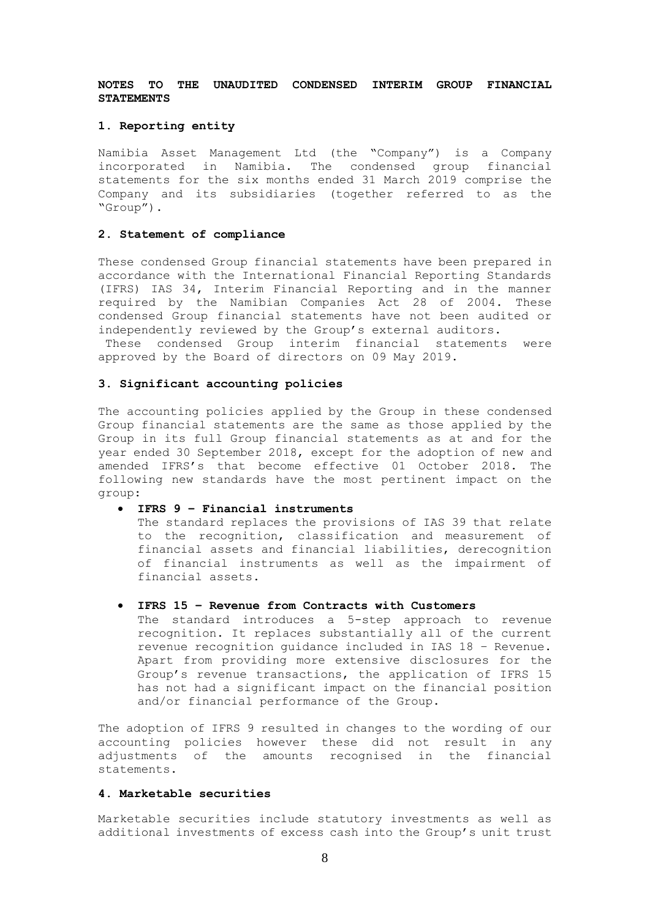**NOTES TO THE UNAUDITED CONDENSED INTERIM GROUP FINANCIAL STATEMENTS**

**1. Reporting entity**

Namibia Asset Management Ltd (the "Company") is a Company incorporated in Namibia. The condensed group financial statements for the six months ended 31 March 2019 comprise the Company and its subsidiaries (together referred to as the "Group").

**2. Statement of compliance**

These condensed Group financial statements have been prepared in accordance with the International Financial Reporting Standards (IFRS) IAS 34, Interim Financial Reporting and in the manner required by the Namibian Companies Act 28 of 2004. These condensed Group financial statements have not been audited or independently reviewed by the Group's external auditors.
These condensed Group interim financial statements were approved by the Board of directors on 09 May 2019.

**3. Significant accounting policies**

The accounting policies applied by the Group in these condensed Group financial statements are the same as those applied by the Group in its full Group financial statements as at and for the year ended 30 September 2018, except for the adoption of new and amended IFRS's that become effective 01 October 2018. The following new standards have the most pertinent impact on the group:

- **IFRS 9 – Financial instruments**
  The standard replaces the provisions of IAS 39 that relate to the recognition, classification and measurement of financial assets and financial liabilities, derecognition of financial instruments as well as the impairment of financial assets.

- **IFRS 15 – Revenue from Contracts with Customers**
  The standard introduces a 5-step approach to revenue recognition. It replaces substantially all of the current revenue recognition guidance included in IAS 18 – Revenue. Apart from providing more extensive disclosures for the Group's revenue transactions, the application of IFRS 15 has not had a significant impact on the financial position and/or financial performance of the Group.

The adoption of IFRS 9 resulted in changes to the wording of our accounting policies however these did not result in any adjustments of the amounts recognised in the financial statements.

**4. Marketable securities**

Marketable securities include statutory investments as well as additional investments of excess cash into the Group's unit trust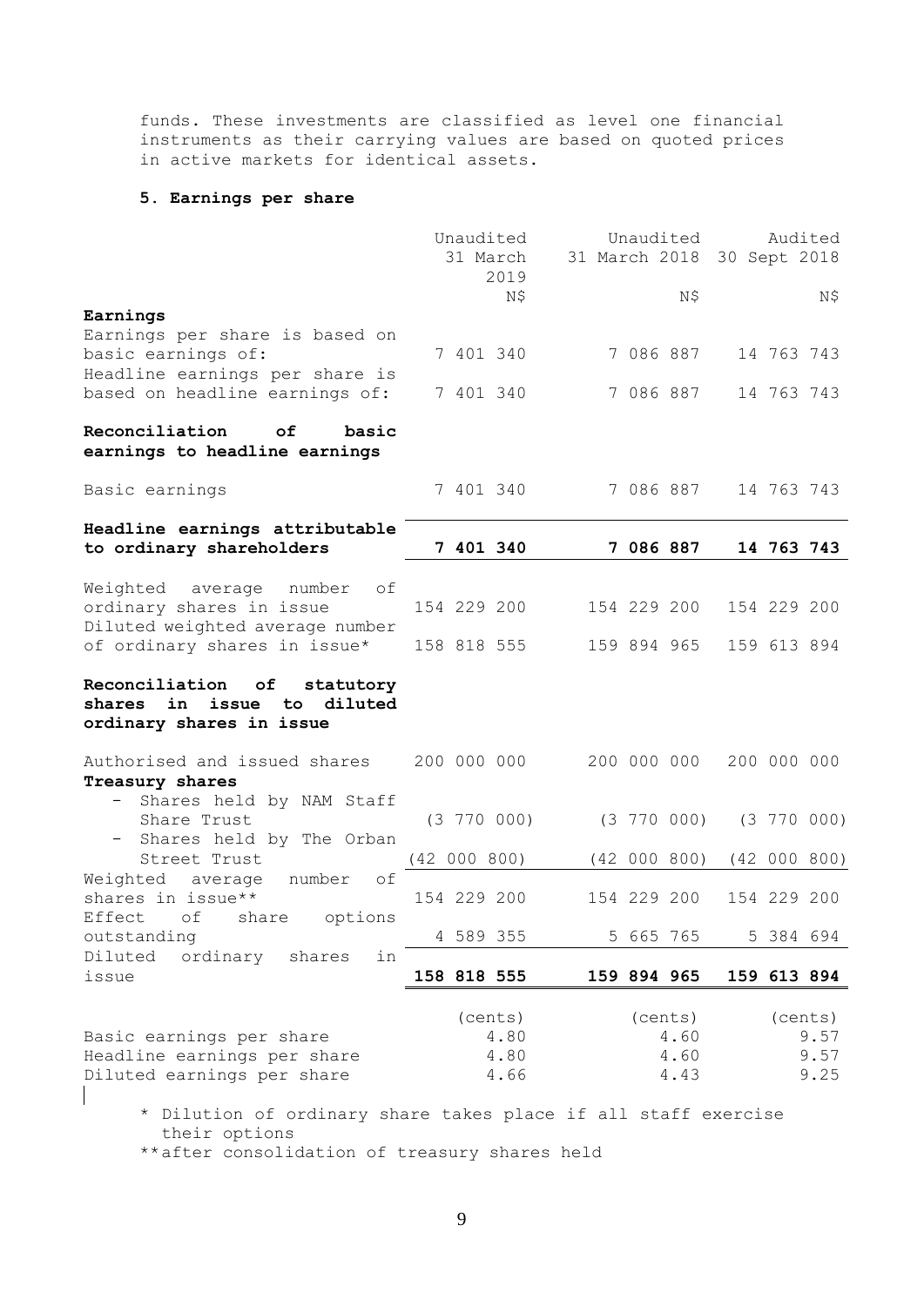funds. These investments are classified as level one financial instruments as their carrying values are based on quoted prices in active markets for identical assets.

### 5. Earnings per share

| | Unaudited 31 March 2019 N$ | Unaudited 31 March 2018 N$ | Audited 30 Sept 2018 N$ |
|---|---|---|---|
| **Earnings** | | | |
| Earnings per share is based on basic earnings of: | 7 401 340 | 7 086 887 | 14 763 743 |
| Headline earnings per share is based on headline earnings of: | 7 401 340 | 7 086 887 | 14 763 743 |
| **Reconciliation of basic earnings to headline earnings** | | | |
| Basic earnings | 7 401 340 | 7 086 887 | 14 763 743 |
| **Headline earnings attributable to ordinary shareholders** | **7 401 340** | **7 086 887** | **14 763 743** |
| Weighted average number of ordinary shares in issue | 154 229 200 | 154 229 200 | 154 229 200 |
| Diluted weighted average number of ordinary shares in issue* | 158 818 555 | 159 894 965 | 159 613 894 |
| **Reconciliation of statutory shares in issue to diluted ordinary shares in issue** | | | |
| Authorised and issued shares | 200 000 000 | 200 000 000 | 200 000 000 |
| **Treasury shares** | | | |
| - Shares held by NAM Staff Share Trust | (3 770 000) | (3 770 000) | (3 770 000) |
| - Shares held by The Orban Street Trust | (42 000 800) | (42 000 800) | (42 000 800) |
| Weighted average number of shares in issue** | 154 229 200 | 154 229 200 | 154 229 200 |
| Effect of share options outstanding | 4 589 355 | 5 665 765 | 5 384 694 |
| Diluted ordinary shares in issue | **158 818 555** | **159 894 965** | **159 613 894** |
| | (cents) | (cents) | (cents) |
| Basic earnings per share | 4.80 | 4.60 | 9.57 |
| Headline earnings per share | 4.80 | 4.60 | 9.57 |
| Diluted earnings per share | 4.66 | 4.43 | 9.25 |

\* Dilution of ordinary share takes place if all staff exercise their options

\*\*after consolidation of treasury shares held